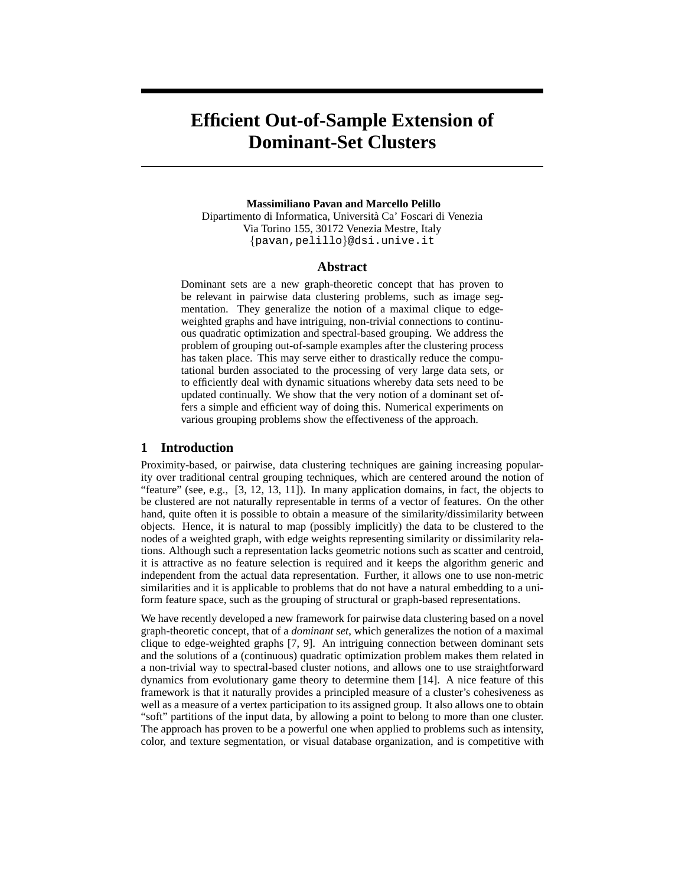# Efficient Out-of-Sample Extension of Dominant-Set Clusters

**Massimiliano Pavan and Marcello Pelillo**
Dipartimento di Informatica, Università Ca' Foscari di Venezia
Via Torino 155, 30172 Venezia Mestre, Italy
{pavan,pelillo}@dsi.unive.it

## Abstract

Dominant sets are a new graph-theoretic concept that has proven to be relevant in pairwise data clustering problems, such as image segmentation. They generalize the notion of a maximal clique to edge-weighted graphs and have intriguing, non-trivial connections to continuous quadratic optimization and spectral-based grouping. We address the problem of grouping out-of-sample examples after the clustering process has taken place. This may serve either to drastically reduce the computational burden associated to the processing of very large data sets, or to efficiently deal with dynamic situations whereby data sets need to be updated continually. We show that the very notion of a dominant set offers a simple and efficient way of doing this. Numerical experiments on various grouping problems show the effectiveness of the approach.

## 1 Introduction

Proximity-based, or pairwise, data clustering techniques are gaining increasing popularity over traditional central grouping techniques, which are centered around the notion of "feature" (see, e.g., [3, 12, 13, 11]). In many application domains, in fact, the objects to be clustered are not naturally representable in terms of a vector of features. On the other hand, quite often it is possible to obtain a measure of the similarity/dissimilarity between objects. Hence, it is natural to map (possibly implicitly) the data to be clustered to the nodes of a weighted graph, with edge weights representing similarity or dissimilarity relations. Although such a representation lacks geometric notions such as scatter and centroid, it is attractive as no feature selection is required and it keeps the algorithm generic and independent from the actual data representation. Further, it allows one to use non-metric similarities and it is applicable to problems that do not have a natural embedding to a uniform feature space, such as the grouping of structural or graph-based representations.

We have recently developed a new framework for pairwise data clustering based on a novel graph-theoretic concept, that of a *dominant set*, which generalizes the notion of a maximal clique to edge-weighted graphs [7, 9]. An intriguing connection between dominant sets and the solutions of a (continuous) quadratic optimization problem makes them related in a non-trivial way to spectral-based cluster notions, and allows one to use straightforward dynamics from evolutionary game theory to determine them [14]. A nice feature of this framework is that it naturally provides a principled measure of a cluster's cohesiveness as well as a measure of a vertex participation to its assigned group. It also allows one to obtain "soft" partitions of the input data, by allowing a point to belong to more than one cluster. The approach has proven to be a powerful one when applied to problems such as intensity, color, and texture segmentation, or visual database organization, and is competitive with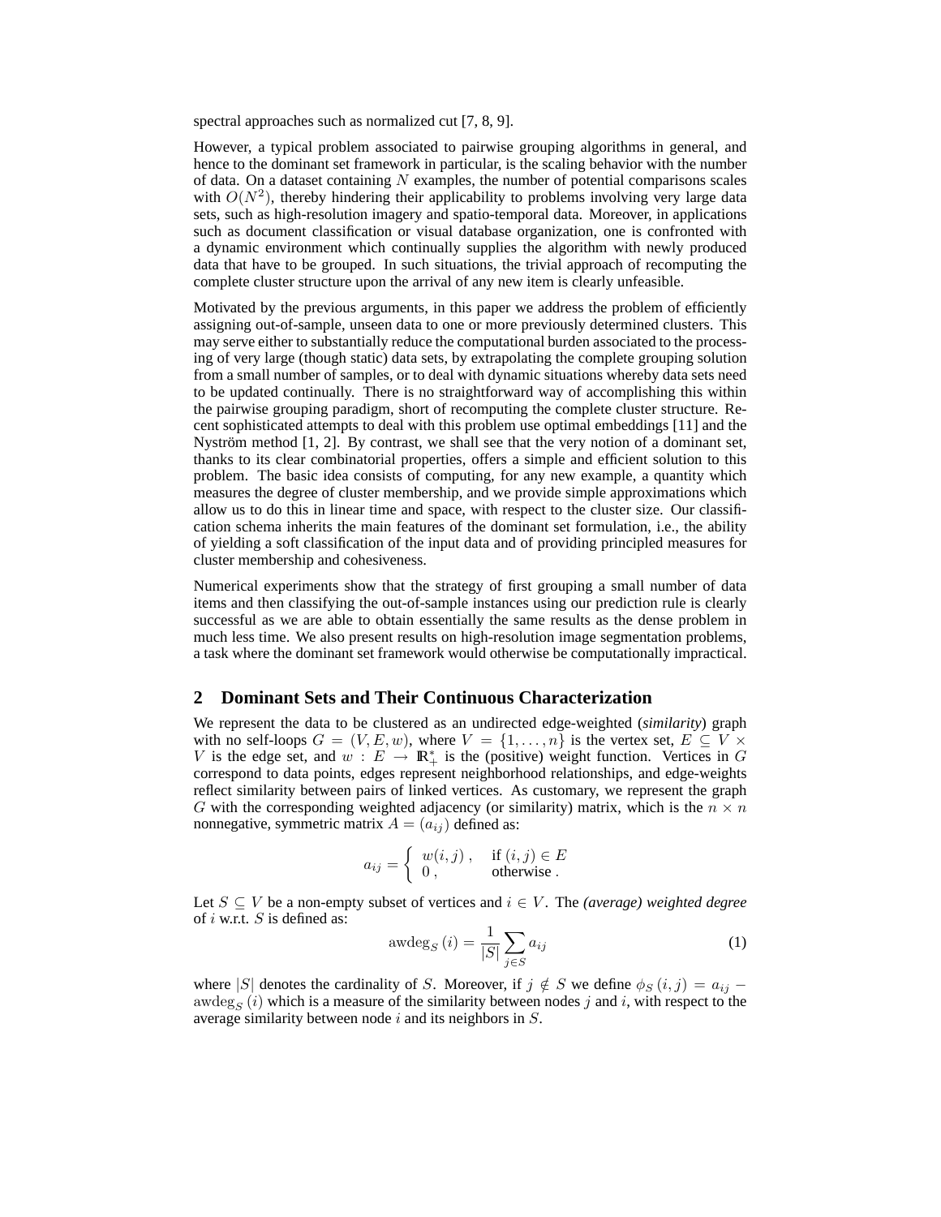spectral approaches such as normalized cut [7, 8, 9].

However, a typical problem associated to pairwise grouping algorithms in general, and hence to the dominant set framework in particular, is the scaling behavior with the number of data. On a dataset containing $N$ examples, the number of potential comparisons scales with $O(N^2)$, thereby hindering their applicability to problems involving very large data sets, such as high-resolution imagery and spatio-temporal data. Moreover, in applications such as document classification or visual database organization, one is confronted with a dynamic environment which continually supplies the algorithm with newly produced data that have to be grouped. In such situations, the trivial approach of recomputing the complete cluster structure upon the arrival of any new item is clearly unfeasible.

Motivated by the previous arguments, in this paper we address the problem of efficiently assigning out-of-sample, unseen data to one or more previously determined clusters. This may serve either to substantially reduce the computational burden associated to the processing of very large (though static) data sets, by extrapolating the complete grouping solution from a small number of samples, or to deal with dynamic situations whereby data sets need to be updated continually. There is no straightforward way of accomplishing this within the pairwise grouping paradigm, short of recomputing the complete cluster structure. Recent sophisticated attempts to deal with this problem use optimal embeddings [11] and the Nyström method [1, 2]. By contrast, we shall see that the very notion of a dominant set, thanks to its clear combinatorial properties, offers a simple and efficient solution to this problem. The basic idea consists of computing, for any new example, a quantity which measures the degree of cluster membership, and we provide simple approximations which allow us to do this in linear time and space, with respect to the cluster size. Our classification schema inherits the main features of the dominant set formulation, i.e., the ability of yielding a soft classification of the input data and of providing principled measures for cluster membership and cohesiveness.

Numerical experiments show that the strategy of first grouping a small number of data items and then classifying the out-of-sample instances using our prediction rule is clearly successful as we are able to obtain essentially the same results as the dense problem in much less time. We also present results on high-resolution image segmentation problems, a task where the dominant set framework would otherwise be computationally impractical.

## 2 Dominant Sets and Their Continuous Characterization

We represent the data to be clustered as an undirected edge-weighted (*similarity*) graph with no self-loops $G = (V, E, w)$, where $V = \{1, \ldots, n\}$ is the vertex set, $E \subseteq V \times V$ is the edge set, and $w : E \rightarrow \mathbb{R}_+^*$ is the (positive) weight function. Vertices in $G$ correspond to data points, edges represent neighborhood relationships, and edge-weights reflect similarity between pairs of linked vertices. As customary, we represent the graph $G$ with the corresponding weighted adjacency (or similarity) matrix, which is the $n \times n$ nonnegative, symmetric matrix $A = (a_{ij})$ defined as:

$$a_{ij} = \begin{cases} w(i,j)\,, & \text{if } (i,j) \in E \\ 0\,, & \text{otherwise}\,. \end{cases}$$

Let $S \subseteq V$ be a non-empty subset of vertices and $i \in V$. The *(average) weighted degree* of $i$ w.r.t. $S$ is defined as:

$$\text{awdeg}_S(i) = \frac{1}{|S|} \sum_{j \in S} a_{ij} \tag{1}$$

where $|S|$ denotes the cardinality of $S$. Moreover, if $j \notin S$ we define $\phi_S(i,j) = a_{ij} - \text{awdeg}_S(i)$ which is a measure of the similarity between nodes $j$ and $i$, with respect to the average similarity between node $i$ and its neighbors in $S$.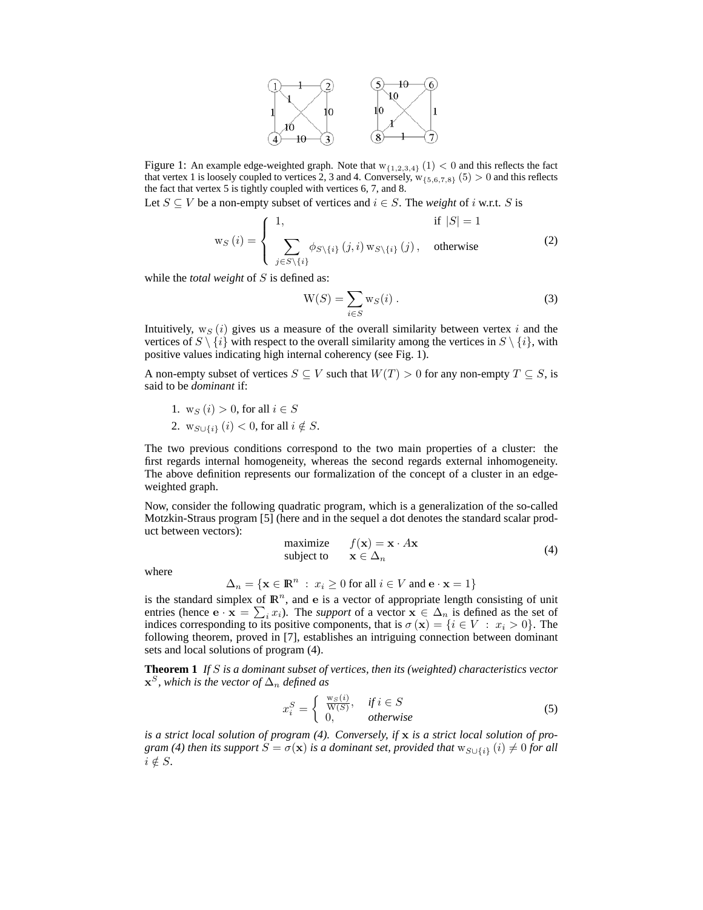Figure 1: An example edge-weighted graph. Note that $\mathrm{w}_{\{1,2,3,4\}}(1) < 0$ and this reflects the fact that vertex 1 is loosely coupled to vertices 2, 3 and 4. Conversely, $\mathrm{w}_{\{5,6,7,8\}}(5) > 0$ and this reflects the fact that vertex 5 is tightly coupled with vertices 6, 7, and 8.

Let $S \subseteq V$ be a non-empty subset of vertices and $i \in S$. The *weight* of $i$ w.r.t. $S$ is

$$\mathrm{w}_S(i) = \begin{cases} 1, & \text{if } |S| = 1 \\ \displaystyle\sum_{j \in S \setminus \{i\}} \phi_{S \setminus \{i\}}(j, i)\, \mathrm{w}_{S \setminus \{i\}}(j), & \text{otherwise} \end{cases} \tag{2}$$

while the *total weight* of $S$ is defined as:

$$\mathrm{W}(S) = \sum_{i \in S} \mathrm{w}_S(i)\,. \tag{3}$$

Intuitively, $\mathrm{w}_S(i)$ gives us a measure of the overall similarity between vertex $i$ and the vertices of $S \setminus \{i\}$ with respect to the overall similarity among the vertices in $S \setminus \{i\}$, with positive values indicating high internal coherency (see Fig. 1).

A non-empty subset of vertices $S \subseteq V$ such that $W(T) > 0$ for any non-empty $T \subseteq S$, is said to be *dominant* if:

1. $\mathrm{w}_S(i) > 0$, for all $i \in S$
2. $\mathrm{w}_{S \cup \{i\}}(i) < 0$, for all $i \notin S$.

The two previous conditions correspond to the two main properties of a cluster: the first regards internal homogeneity, whereas the second regards external inhomogeneity. The above definition represents our formalization of the concept of a cluster in an edge-weighted graph.

Now, consider the following quadratic program, which is a generalization of the so-called Motzkin-Straus program [5] (here and in the sequel a dot denotes the standard scalar product between vectors):

$$\begin{array}{ll} \text{maximize} & f(\mathbf{x}) = \mathbf{x} \cdot A\mathbf{x} \\ \text{subject to} & \mathbf{x} \in \Delta_n \end{array} \tag{4}$$

where

$$\Delta_n = \{\mathbf{x} \in \mathbb{R}^n \;:\; x_i \geq 0 \text{ for all } i \in V \text{ and } \mathbf{e} \cdot \mathbf{x} = 1\}$$

is the standard simplex of $\mathbb{R}^n$, and $\mathbf{e}$ is a vector of appropriate length consisting of unit entries (hence $\mathbf{e} \cdot \mathbf{x} = \sum_i x_i$). The *support* of a vector $\mathbf{x} \in \Delta_n$ is defined as the set of indices corresponding to its positive components, that is $\sigma(\mathbf{x}) = \{i \in V \;:\; x_i > 0\}$. The following theorem, proved in [7], establishes an intriguing connection between dominant sets and local solutions of program (4).

**Theorem 1** *If $S$ is a dominant subset of vertices, then its (weighted) characteristics vector $\mathbf{x}^S$, which is the vector of $\Delta_n$ defined as*

$$x_i^S = \begin{cases} \frac{\mathrm{w}_S(i)}{\mathrm{W}(S)}, & \text{if } i \in S \\ 0, & \text{otherwise} \end{cases} \tag{5}$$

*is a strict local solution of program (4). Conversely, if $\mathbf{x}$ is a strict local solution of program (4) then its support $S = \sigma(\mathbf{x})$ is a dominant set, provided that $\mathrm{w}_{S \cup \{i\}}(i) \neq 0$ for all $i \notin S$.*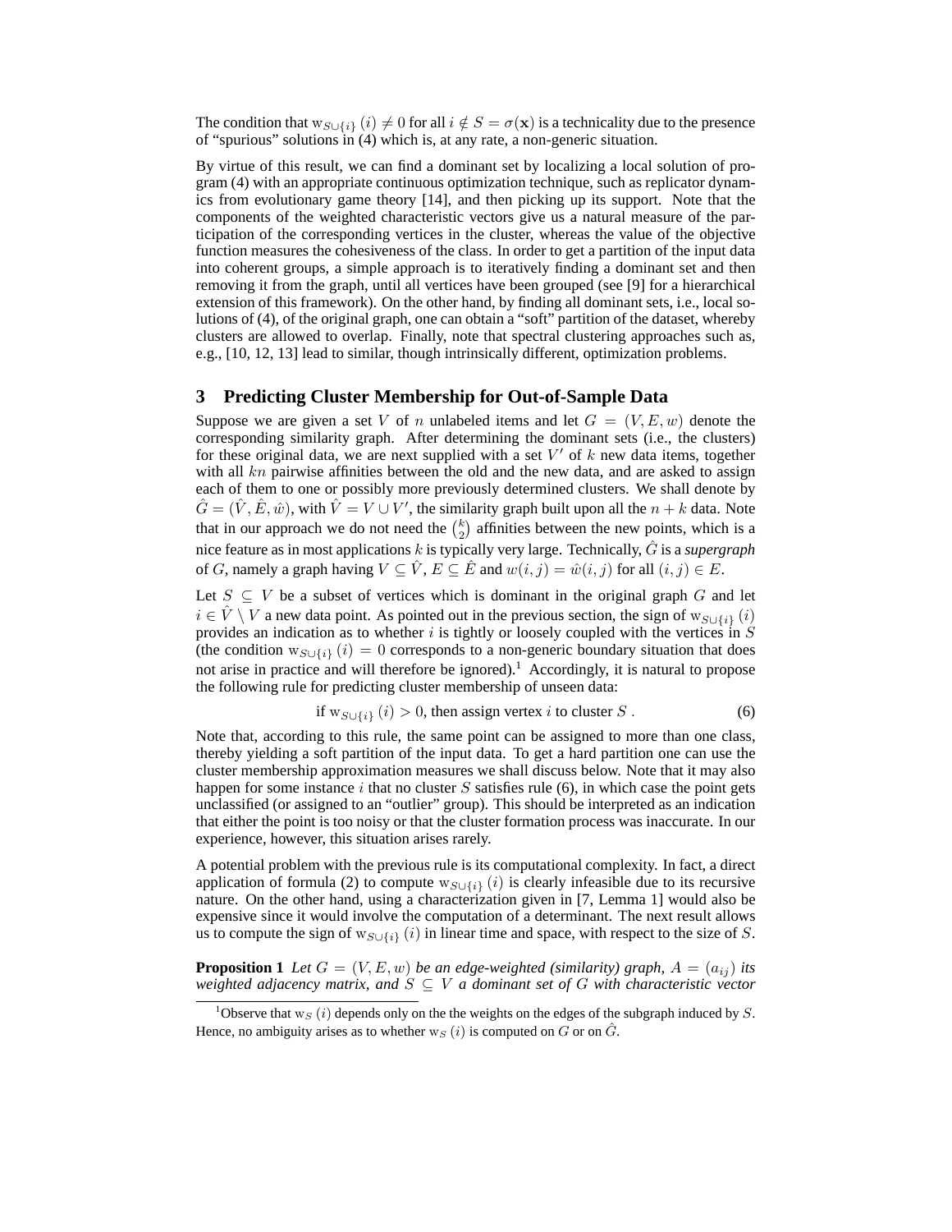The condition that $\mathrm{w}_{S\cup\{i\}}(i) \neq 0$ for all $i \notin S = \sigma(\mathbf{x})$ is a technicality due to the presence of "spurious" solutions in (4) which is, at any rate, a non-generic situation.

By virtue of this result, we can find a dominant set by localizing a local solution of program (4) with an appropriate continuous optimization technique, such as replicator dynamics from evolutionary game theory [14], and then picking up its support. Note that the components of the weighted characteristic vectors give us a natural measure of the participation of the corresponding vertices in the cluster, whereas the value of the objective function measures the cohesiveness of the class. In order to get a partition of the input data into coherent groups, a simple approach is to iteratively finding a dominant set and then removing it from the graph, until all vertices have been grouped (see [9] for a hierarchical extension of this framework). On the other hand, by finding all dominant sets, i.e., local solutions of (4), of the original graph, one can obtain a "soft" partition of the dataset, whereby clusters are allowed to overlap. Finally, note that spectral clustering approaches such as, e.g., [10, 12, 13] lead to similar, though intrinsically different, optimization problems.

## 3 Predicting Cluster Membership for Out-of-Sample Data

Suppose we are given a set $V$ of $n$ unlabeled items and let $G = (V, E, w)$ denote the corresponding similarity graph. After determining the dominant sets (i.e., the clusters) for these original data, we are next supplied with a set $V'$ of $k$ new data items, together with all $kn$ pairwise affinities between the old and the new data, and are asked to assign each of them to one or possibly more previously determined clusters. We shall denote by $\hat{G} = (\hat{V}, \hat{E}, \hat{w})$, with $\hat{V} = V \cup V'$, the similarity graph built upon all the $n + k$ data. Note that in our approach we do not need the $\binom{k}{2}$ affinities between the new points, which is a nice feature as in most applications $k$ is typically very large. Technically, $\hat{G}$ is a *supergraph* of $G$, namely a graph having $V \subseteq \hat{V}$, $E \subseteq \hat{E}$ and $w(i, j) = \hat{w}(i, j)$ for all $(i, j) \in E$.

Let $S \subseteq V$ be a subset of vertices which is dominant in the original graph $G$ and let $i \in \hat{V} \setminus V$ a new data point. As pointed out in the previous section, the sign of $\mathrm{w}_{S\cup\{i\}}(i)$ provides an indication as to whether $i$ is tightly or loosely coupled with the vertices in $S$ (the condition $\mathrm{w}_{S\cup\{i\}}(i) = 0$ corresponds to a non-generic boundary situation that does not arise in practice and will therefore be ignored).[1] Accordingly, it is natural to propose the following rule for predicting cluster membership of unseen data:

$$\text{if } \mathrm{w}_{S\cup\{i\}}(i) > 0, \text{ then assign vertex } i \text{ to cluster } S\,. \tag{6}$$

Note that, according to this rule, the same point can be assigned to more than one class, thereby yielding a soft partition of the input data. To get a hard partition one can use the cluster membership approximation measures we shall discuss below. Note that it may also happen for some instance $i$ that no cluster $S$ satisfies rule (6), in which case the point gets unclassified (or assigned to an "outlier" group). This should be interpreted as an indication that either the point is too noisy or that the cluster formation process was inaccurate. In our experience, however, this situation arises rarely.

A potential problem with the previous rule is its computational complexity. In fact, a direct application of formula (2) to compute $\mathrm{w}_{S\cup\{i\}}(i)$ is clearly infeasible due to its recursive nature. On the other hand, using a characterization given in [7, Lemma 1] would also be expensive since it would involve the computation of a determinant. The next result allows us to compute the sign of $\mathrm{w}_{S\cup\{i\}}(i)$ in linear time and space, with respect to the size of $S$.

**Proposition 1** *Let $G = (V, E, w)$ be an edge-weighted (similarity) graph, $A = (a_{ij})$ its weighted adjacency matrix, and $S \subseteq V$ a dominant set of $G$ with characteristic vector*

[1] Observe that $\mathrm{w}_S(i)$ depends only on the the weights on the edges of the subgraph induced by $S$. Hence, no ambiguity arises as to whether $\mathrm{w}_S(i)$ is computed on $G$ or on $\hat{G}$.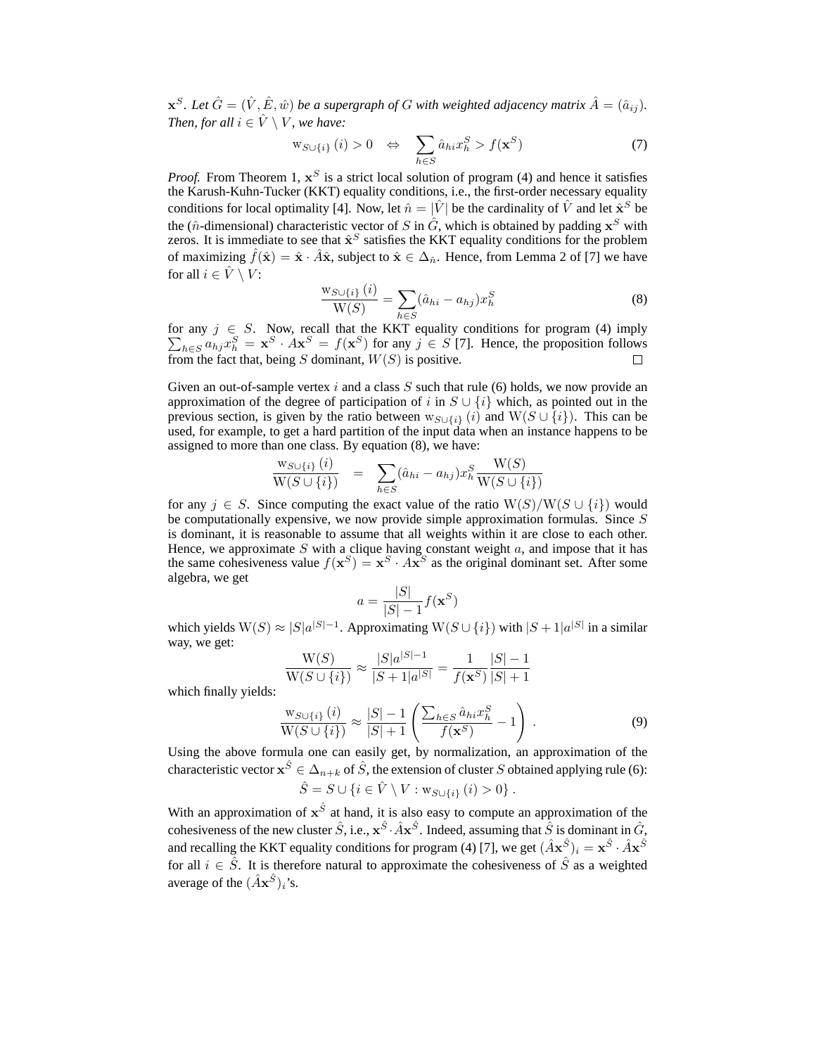$\mathbf{x}^S$. *Let $\hat{G} = (\hat{V}, \hat{E}, \hat{w})$ be a supergraph of $G$ with weighted adjacency matrix $\hat{A} = (\hat{a}_{ij})$. Then, for all $i \in \hat{V} \setminus V$, we have:*

$$\mathrm{w}_{S\cup\{i\}}(i) > 0 \quad \Leftrightarrow \quad \sum_{h \in S} \hat{a}_{hi} x_h^S > f(\mathbf{x}^S) \tag{7}$$

*Proof.* From Theorem 1, $\mathbf{x}^S$ is a strict local solution of program (4) and hence it satisfies the Karush-Kuhn-Tucker (KKT) equality conditions, i.e., the first-order necessary equality conditions for local optimality [4]. Now, let $\hat{n} = |\hat{V}|$ be the cardinality of $\hat{V}$ and let $\hat{\mathbf{x}}^S$ be the ($\hat{n}$-dimensional) characteristic vector of $S$ in $\hat{G}$, which is obtained by padding $\mathbf{x}^S$ with zeros. It is immediate to see that $\hat{\mathbf{x}}^S$ satisfies the KKT equality conditions for the problem of maximizing $\hat{f}(\hat{\mathbf{x}}) = \hat{\mathbf{x}} \cdot \hat{A}\hat{\mathbf{x}}$, subject to $\hat{\mathbf{x}} \in \Delta_{\hat{n}}$. Hence, from Lemma 2 of [7] we have for all $i \in \hat{V} \setminus V$:

$$\frac{\mathrm{w}_{S\cup\{i\}}(i)}{\mathrm{W}(S)} = \sum_{h \in S} (\hat{a}_{hi} - a_{hj}) x_h^S \tag{8}$$

for any $j \in S$. Now, recall that the KKT equality conditions for program (4) imply $\sum_{h \in S} a_{hj} x_h^S = \mathbf{x}^S \cdot A\mathbf{x}^S = f(\mathbf{x}^S)$ for any $j \in S$ [7]. Hence, the proposition follows from the fact that, being $S$ dominant, $W(S)$ is positive. □

Given an out-of-sample vertex $i$ and a class $S$ such that rule (6) holds, we now provide an approximation of the degree of participation of $i$ in $S \cup \{i\}$ which, as pointed out in the previous section, is given by the ratio between $\mathrm{w}_{S\cup\{i\}}(i)$ and $\mathrm{W}(S \cup \{i\})$. This can be used, for example, to get a hard partition of the input data when an instance happens to be assigned to more than one class. By equation (8), we have:

$$\frac{\mathrm{w}_{S\cup\{i\}}(i)}{\mathrm{W}(S \cup \{i\})} = \sum_{h \in S} (\hat{a}_{hi} - a_{hj}) x_h^S \frac{\mathrm{W}(S)}{\mathrm{W}(S \cup \{i\})}$$

for any $j \in S$. Since computing the exact value of the ratio $\mathrm{W}(S)/\mathrm{W}(S \cup \{i\})$ would be computationally expensive, we now provide simple approximation formulas. Since $S$ is dominant, it is reasonable to assume that all weights within it are close to each other. Hence, we approximate $S$ with a clique having constant weight $a$, and impose that it has the same cohesiveness value $f(\mathbf{x}^S) = \mathbf{x}^S \cdot A\mathbf{x}^S$ as the original dominant set. After some algebra, we get

$$a = \frac{|S|}{|S| - 1} f(\mathbf{x}^S)$$

which yields $\mathrm{W}(S) \approx |S| a^{|S|-1}$. Approximating $\mathrm{W}(S \cup \{i\})$ with $|S+1| a^{|S|}$ in a similar way, we get:

$$\frac{\mathrm{W}(S)}{\mathrm{W}(S \cup \{i\})} \approx \frac{|S| a^{|S|-1}}{|S+1| a^{|S|}} = \frac{1}{f(\mathbf{x}^S)} \frac{|S| - 1}{|S| + 1}$$

which finally yields:

$$\frac{\mathrm{w}_{S\cup\{i\}}(i)}{\mathrm{W}(S \cup \{i\})} \approx \frac{|S| - 1}{|S| + 1} \left( \frac{\sum_{h \in S} \hat{a}_{hi} x_h^S}{f(\mathbf{x}^S)} - 1 \right) . \tag{9}$$

Using the above formula one can easily get, by normalization, an approximation of the characteristic vector $\mathbf{x}^{\hat{S}} \in \Delta_{n+k}$ of $\hat{S}$, the extension of cluster $S$ obtained applying rule (6):

$$\hat{S} = S \cup \{i \in \hat{V} \setminus V : \mathrm{w}_{S\cup\{i\}}(i) > 0\} .$$

With an approximation of $\mathbf{x}^{\hat{S}}$ at hand, it is also easy to compute an approximation of the cohesiveness of the new cluster $\hat{S}$, i.e., $\mathbf{x}^{\hat{S}} \cdot \hat{A}\mathbf{x}^{\hat{S}}$. Indeed, assuming that $\hat{S}$ is dominant in $\hat{G}$, and recalling the KKT equality conditions for program (4) [7], we get $(\hat{A}\mathbf{x}^{\hat{S}})_i = \mathbf{x}^{\hat{S}} \cdot \hat{A}\mathbf{x}^{\hat{S}}$ for all $i \in \hat{S}$. It is therefore natural to approximate the cohesiveness of $\hat{S}$ as a weighted average of the $(\hat{A}\mathbf{x}^{\hat{S}})_i$'s.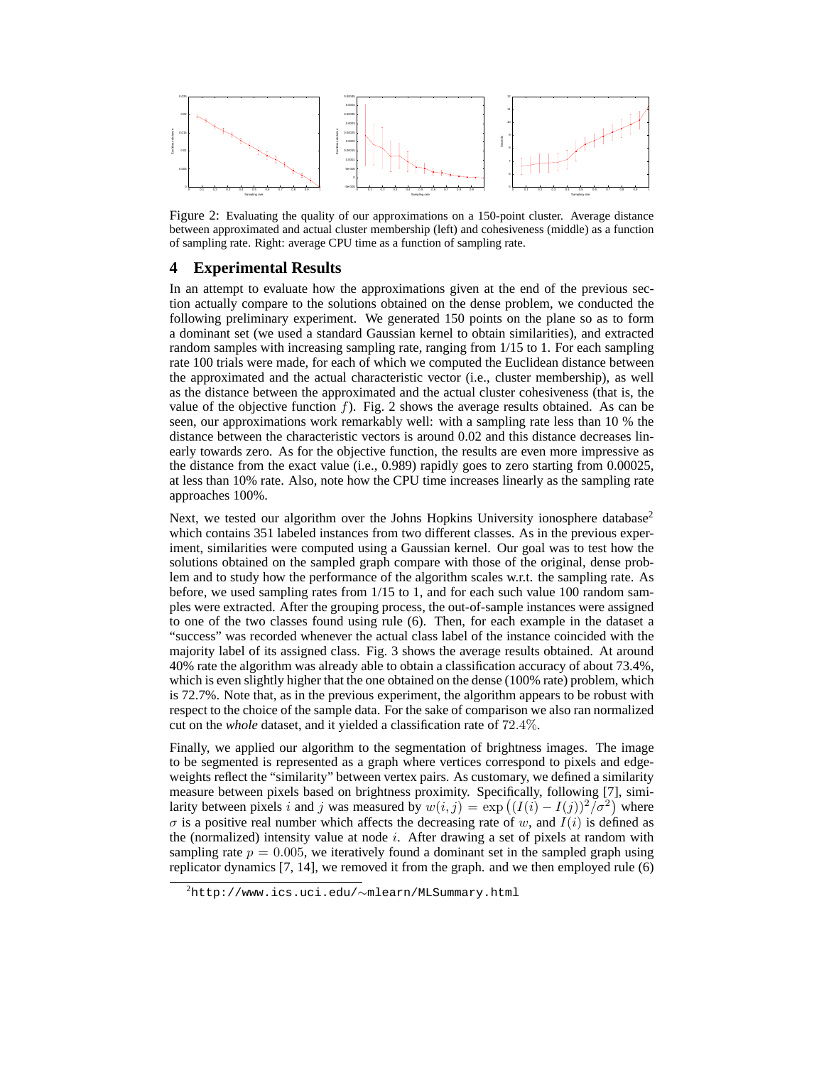Figure 2: Evaluating the quality of our approximations on a 150-point cluster. Average distance between approximated and actual cluster membership (left) and cohesiveness (middle) as a function of sampling rate. Right: average CPU time as a function of sampling rate.

## 4 Experimental Results

In an attempt to evaluate how the approximations given at the end of the previous section actually compare to the solutions obtained on the dense problem, we conducted the following preliminary experiment. We generated 150 points on the plane so as to form a dominant set (we used a standard Gaussian kernel to obtain similarities), and extracted random samples with increasing sampling rate, ranging from 1/15 to 1. For each sampling rate 100 trials were made, for each of which we computed the Euclidean distance between the approximated and the actual characteristic vector (i.e., cluster membership), as well as the distance between the approximated and the actual cluster cohesiveness (that is, the value of the objective function $f$). Fig. 2 shows the average results obtained. As can be seen, our approximations work remarkably well: with a sampling rate less than 10 % the distance between the characteristic vectors is around 0.02 and this distance decreases linearly towards zero. As for the objective function, the results are even more impressive as the distance from the exact value (i.e., 0.989) rapidly goes to zero starting from 0.00025, at less than 10% rate. Also, note how the CPU time increases linearly as the sampling rate approaches 100%.

Next, we tested our algorithm over the Johns Hopkins University ionosphere database[2] which contains 351 labeled instances from two different classes. As in the previous experiment, similarities were computed using a Gaussian kernel. Our goal was to test how the solutions obtained on the sampled graph compare with those of the original, dense problem and to study how the performance of the algorithm scales w.r.t. the sampling rate. As before, we used sampling rates from 1/15 to 1, and for each such value 100 random samples were extracted. After the grouping process, the out-of-sample instances were assigned to one of the two classes found using rule (6). Then, for each example in the dataset a "success" was recorded whenever the actual class label of the instance coincided with the majority label of its assigned class. Fig. 3 shows the average results obtained. At around 40% rate the algorithm was already able to obtain a classification accuracy of about 73.4%, which is even slightly higher that the one obtained on the dense (100% rate) problem, which is 72.7%. Note that, as in the previous experiment, the algorithm appears to be robust with respect to the choice of the sample data. For the sake of comparison we also ran normalized cut on the *whole* dataset, and it yielded a classification rate of $72.4\%$.

Finally, we applied our algorithm to the segmentation of brightness images. The image to be segmented is represented as a graph where vertices correspond to pixels and edge-weights reflect the "similarity" between vertex pairs. As customary, we defined a similarity measure between pixels based on brightness proximity. Specifically, following [7], similarity between pixels $i$ and $j$ was measured by $w(i,j) = \exp\left((I(i) - I(j))^2/\sigma^2\right)$ where $\sigma$ is a positive real number which affects the decreasing rate of $w$, and $I(i)$ is defined as the (normalized) intensity value at node $i$. After drawing a set of pixels at random with sampling rate $p = 0.005$, we iteratively found a dominant set in the sampled graph using replicator dynamics [7, 14], we removed it from the graph. and we then employed rule (6)

[2] http://www.ics.uci.edu/~mlearn/MLSummary.html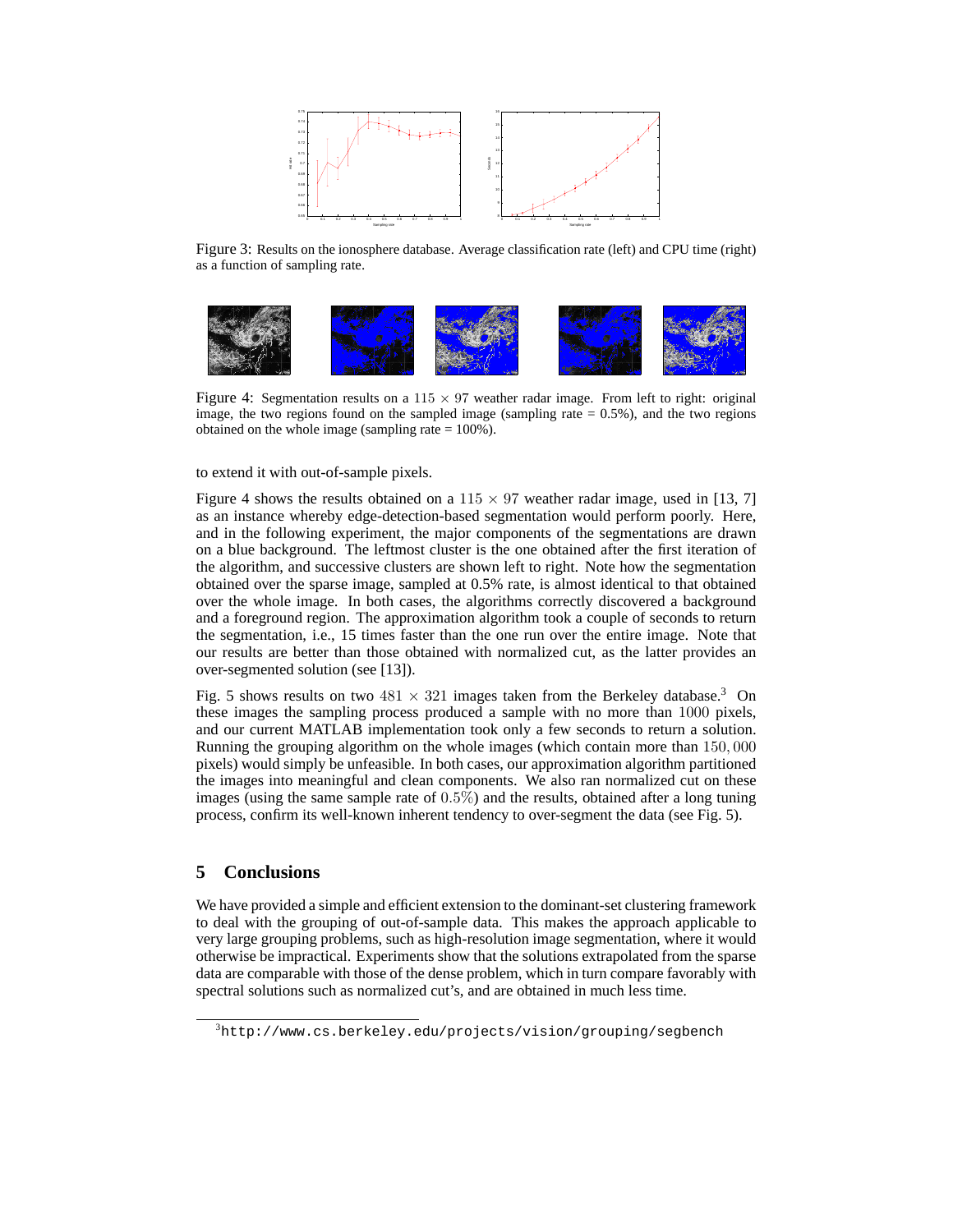Figure 3: Results on the ionosphere database. Average classification rate (left) and CPU time (right) as a function of sampling rate.

Figure 4: Segmentation results on a $115 \times 97$ weather radar image. From left to right: original image, the two regions found on the sampled image (sampling rate = 0.5%), and the two regions obtained on the whole image (sampling rate = 100%).

to extend it with out-of-sample pixels.

Figure 4 shows the results obtained on a $115 \times 97$ weather radar image, used in [13, 7] as an instance whereby edge-detection-based segmentation would perform poorly. Here, and in the following experiment, the major components of the segmentations are drawn on a blue background. The leftmost cluster is the one obtained after the first iteration of the algorithm, and successive clusters are shown left to right. Note how the segmentation obtained over the sparse image, sampled at 0.5% rate, is almost identical to that obtained over the whole image. In both cases, the algorithms correctly discovered a background and a foreground region. The approximation algorithm took a couple of seconds to return the segmentation, i.e., 15 times faster than the one run over the entire image. Note that our results are better than those obtained with normalized cut, as the latter provides an over-segmented solution (see [13]).

Fig. 5 shows results on two $481 \times 321$ images taken from the Berkeley database.[3] On these images the sampling process produced a sample with no more than $1000$ pixels, and our current MATLAB implementation took only a few seconds to return a solution. Running the grouping algorithm on the whole images (which contain more than $150,000$ pixels) would simply be unfeasible. In both cases, our approximation algorithm partitioned the images into meaningful and clean components. We also ran normalized cut on these images (using the same sample rate of $0.5\%$) and the results, obtained after a long tuning process, confirm its well-known inherent tendency to over-segment the data (see Fig. 5).

## 5 Conclusions

We have provided a simple and efficient extension to the dominant-set clustering framework to deal with the grouping of out-of-sample data. This makes the approach applicable to very large grouping problems, such as high-resolution image segmentation, where it would otherwise be impractical. Experiments show that the solutions extrapolated from the sparse data are comparable with those of the dense problem, which in turn compare favorably with spectral solutions such as normalized cut's, and are obtained in much less time.

[3] `http://www.cs.berkeley.edu/projects/vision/grouping/segbench`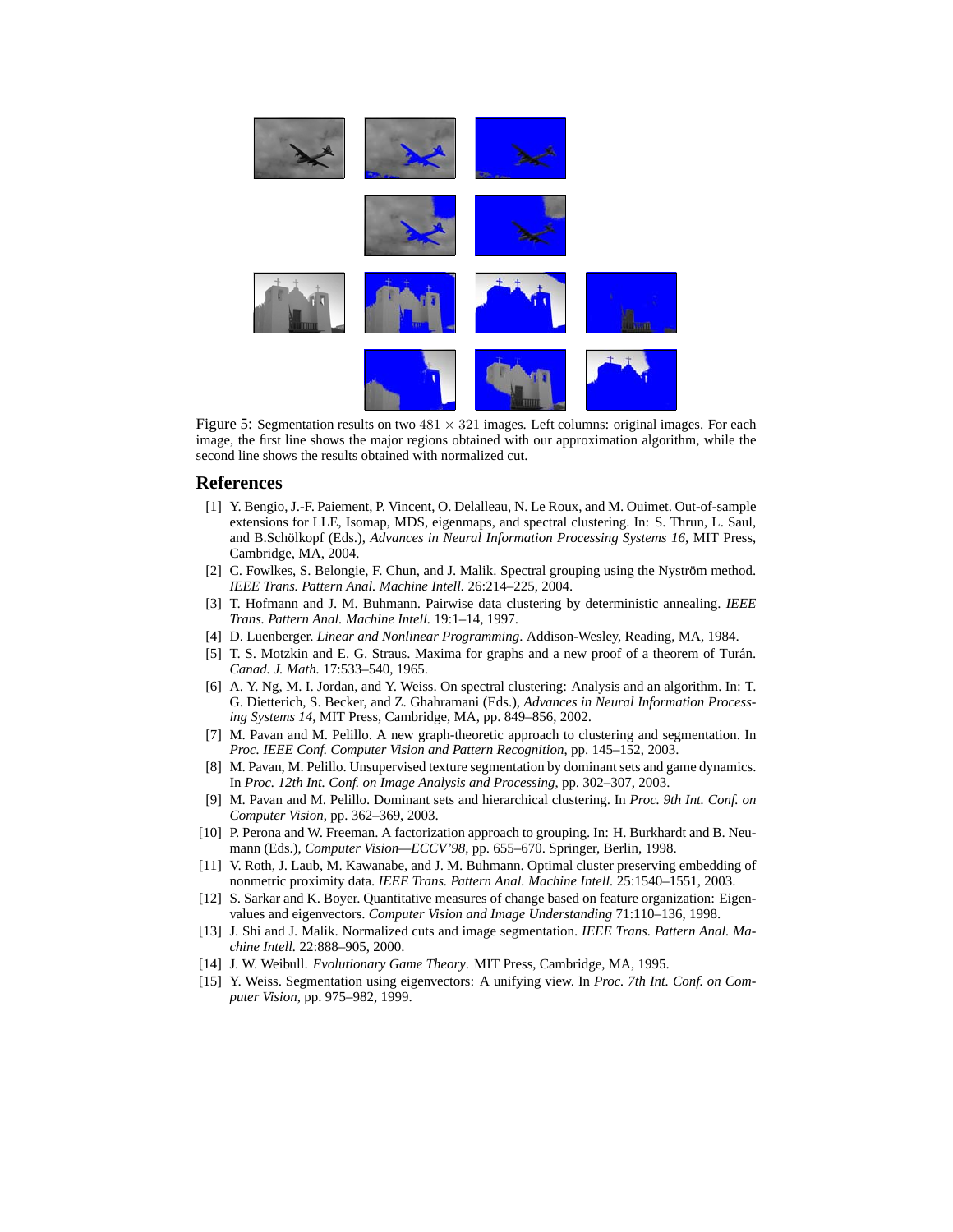Figure 5: Segmentation results on two $481 \times 321$ images. Left columns: original images. For each image, the first line shows the major regions obtained with our approximation algorithm, while the second line shows the results obtained with normalized cut.

## References

[1] Y. Bengio, J.-F. Paiement, P. Vincent, O. Delalleau, N. Le Roux, and M. Ouimet. Out-of-sample extensions for LLE, Isomap, MDS, eigenmaps, and spectral clustering. In: S. Thrun, L. Saul, and B.Schölkopf (Eds.), *Advances in Neural Information Processing Systems 16*, MIT Press, Cambridge, MA, 2004.

[2] C. Fowlkes, S. Belongie, F. Chun, and J. Malik. Spectral grouping using the Nyström method. *IEEE Trans. Pattern Anal. Machine Intell.* 26:214–225, 2004.

[3] T. Hofmann and J. M. Buhmann. Pairwise data clustering by deterministic annealing. *IEEE Trans. Pattern Anal. Machine Intell.* 19:1–14, 1997.

[4] D. Luenberger. *Linear and Nonlinear Programming*. Addison-Wesley, Reading, MA, 1984.

[5] T. S. Motzkin and E. G. Straus. Maxima for graphs and a new proof of a theorem of Turán. *Canad. J. Math.* 17:533–540, 1965.

[6] A. Y. Ng, M. I. Jordan, and Y. Weiss. On spectral clustering: Analysis and an algorithm. In: T. G. Dietterich, S. Becker, and Z. Ghahramani (Eds.), *Advances in Neural Information Processing Systems 14*, MIT Press, Cambridge, MA, pp. 849–856, 2002.

[7] M. Pavan and M. Pelillo. A new graph-theoretic approach to clustering and segmentation. In *Proc. IEEE Conf. Computer Vision and Pattern Recognition*, pp. 145–152, 2003.

[8] M. Pavan, M. Pelillo. Unsupervised texture segmentation by dominant sets and game dynamics. In *Proc. 12th Int. Conf. on Image Analysis and Processing*, pp. 302–307, 2003.

[9] M. Pavan and M. Pelillo. Dominant sets and hierarchical clustering. In *Proc. 9th Int. Conf. on Computer Vision*, pp. 362–369, 2003.

[10] P. Perona and W. Freeman. A factorization approach to grouping. In: H. Burkhardt and B. Neumann (Eds.), *Computer Vision—ECCV'98*, pp. 655–670. Springer, Berlin, 1998.

[11] V. Roth, J. Laub, M. Kawanabe, and J. M. Buhmann. Optimal cluster preserving embedding of nonmetric proximity data. *IEEE Trans. Pattern Anal. Machine Intell.* 25:1540–1551, 2003.

[12] S. Sarkar and K. Boyer. Quantitative measures of change based on feature organization: Eigenvalues and eigenvectors. *Computer Vision and Image Understanding* 71:110–136, 1998.

[13] J. Shi and J. Malik. Normalized cuts and image segmentation. *IEEE Trans. Pattern Anal. Machine Intell.* 22:888–905, 2000.

[14] J. W. Weibull. *Evolutionary Game Theory*. MIT Press, Cambridge, MA, 1995.

[15] Y. Weiss. Segmentation using eigenvectors: A unifying view. In *Proc. 7th Int. Conf. on Computer Vision*, pp. 975–982, 1999.